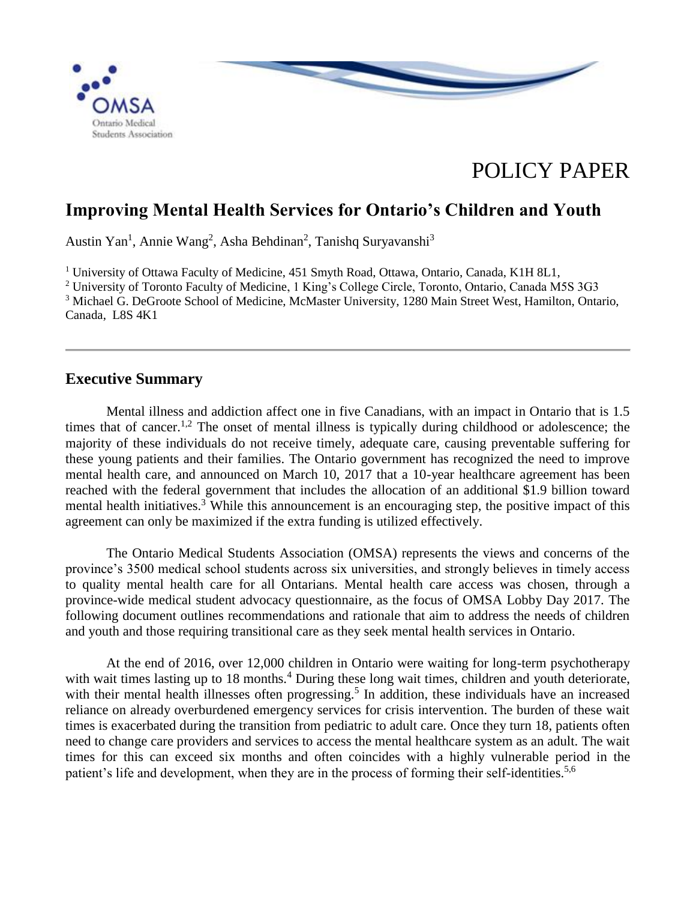OMSA
Ontario Medical Students Association

POLICY PAPER

# Improving Mental Health Services for Ontario's Children and Youth

Austin Yan[1], Annie Wang[2], Asha Behdinan[2], Tanishq Suryavanshi[3]

[1] University of Ottawa Faculty of Medicine, 451 Smyth Road, Ottawa, Ontario, Canada, K1H 8L1,
[2] University of Toronto Faculty of Medicine, 1 King's College Circle, Toronto, Ontario, Canada M5S 3G3
[3] Michael G. DeGroote School of Medicine, McMaster University, 1280 Main Street West, Hamilton, Ontario, Canada, L8S 4K1

---

## Executive Summary

Mental illness and addiction affect one in five Canadians, with an impact in Ontario that is 1.5 times that of cancer.[1,2] The onset of mental illness is typically during childhood or adolescence; the majority of these individuals do not receive timely, adequate care, causing preventable suffering for these young patients and their families. The Ontario government has recognized the need to improve mental health care, and announced on March 10, 2017 that a 10-year healthcare agreement has been reached with the federal government that includes the allocation of an additional $1.9 billion toward mental health initiatives.[3] While this announcement is an encouraging step, the positive impact of this agreement can only be maximized if the extra funding is utilized effectively.

The Ontario Medical Students Association (OMSA) represents the views and concerns of the province's 3500 medical school students across six universities, and strongly believes in timely access to quality mental health care for all Ontarians. Mental health care access was chosen, through a province-wide medical student advocacy questionnaire, as the focus of OMSA Lobby Day 2017. The following document outlines recommendations and rationale that aim to address the needs of children and youth and those requiring transitional care as they seek mental health services in Ontario.

At the end of 2016, over 12,000 children in Ontario were waiting for long-term psychotherapy with wait times lasting up to 18 months.[4] During these long wait times, children and youth deteriorate, with their mental health illnesses often progressing.[5] In addition, these individuals have an increased reliance on already overburdened emergency services for crisis intervention. The burden of these wait times is exacerbated during the transition from pediatric to adult care. Once they turn 18, patients often need to change care providers and services to access the mental healthcare system as an adult. The wait times for this can exceed six months and often coincides with a highly vulnerable period in the patient's life and development, when they are in the process of forming their self-identities.[5,6]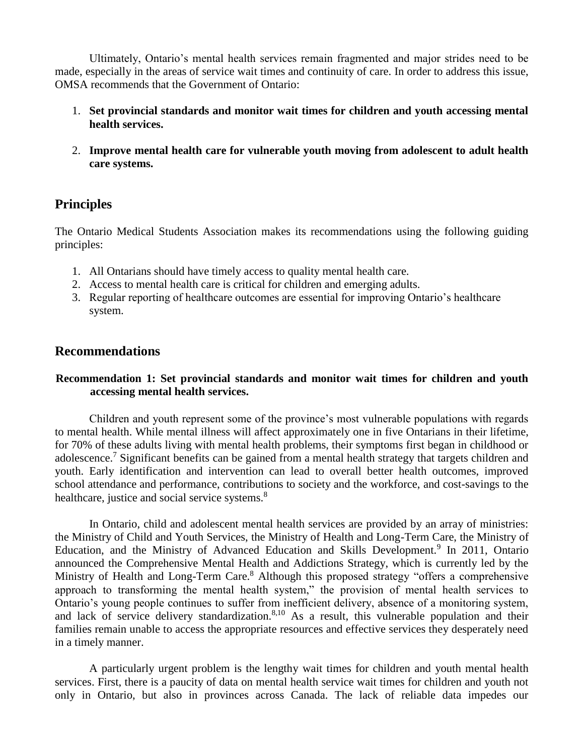Ultimately, Ontario's mental health services remain fragmented and major strides need to be made, especially in the areas of service wait times and continuity of care. In order to address this issue, OMSA recommends that the Government of Ontario:

1. **Set provincial standards and monitor wait times for children and youth accessing mental health services.**

2. **Improve mental health care for vulnerable youth moving from adolescent to adult health care systems.**

## Principles

The Ontario Medical Students Association makes its recommendations using the following guiding principles:

1. All Ontarians should have timely access to quality mental health care.
2. Access to mental health care is critical for children and emerging adults.
3. Regular reporting of healthcare outcomes are essential for improving Ontario's healthcare system.

## Recommendations

### Recommendation 1: Set provincial standards and monitor wait times for children and youth accessing mental health services.

Children and youth represent some of the province's most vulnerable populations with regards to mental health. While mental illness will affect approximately one in five Ontarians in their lifetime, for 70% of these adults living with mental health problems, their symptoms first began in childhood or adolescence.[7] Significant benefits can be gained from a mental health strategy that targets children and youth. Early identification and intervention can lead to overall better health outcomes, improved school attendance and performance, contributions to society and the workforce, and cost-savings to the healthcare, justice and social service systems.[8]

In Ontario, child and adolescent mental health services are provided by an array of ministries: the Ministry of Child and Youth Services, the Ministry of Health and Long-Term Care, the Ministry of Education, and the Ministry of Advanced Education and Skills Development.[9] In 2011, Ontario announced the Comprehensive Mental Health and Addictions Strategy, which is currently led by the Ministry of Health and Long-Term Care.[8] Although this proposed strategy "offers a comprehensive approach to transforming the mental health system," the provision of mental health services to Ontario's young people continues to suffer from inefficient delivery, absence of a monitoring system, and lack of service delivery standardization.[8,10] As a result, this vulnerable population and their families remain unable to access the appropriate resources and effective services they desperately need in a timely manner.

A particularly urgent problem is the lengthy wait times for children and youth mental health services. First, there is a paucity of data on mental health service wait times for children and youth not only in Ontario, but also in provinces across Canada. The lack of reliable data impedes our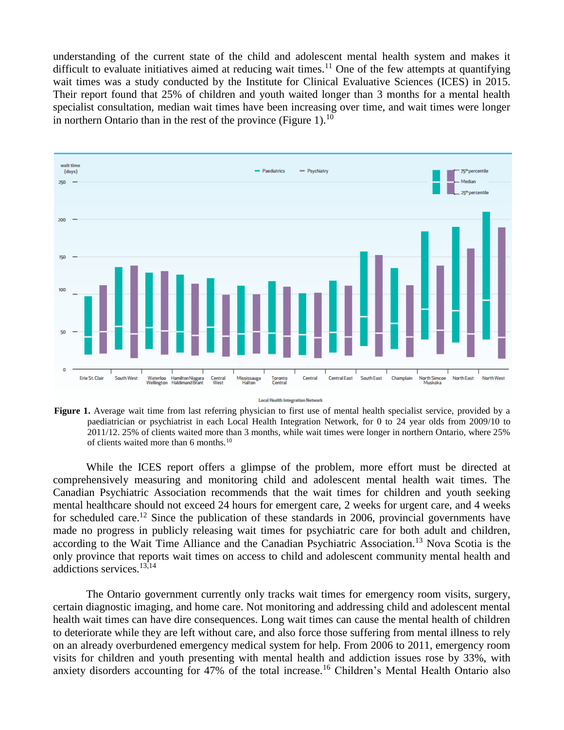understanding of the current state of the child and adolescent mental health system and makes it difficult to evaluate initiatives aimed at reducing wait times.[11] One of the few attempts at quantifying wait times was a study conducted by the Institute for Clinical Evaluative Sciences (ICES) in 2015. Their report found that 25% of children and youth waited longer than 3 months for a mental health specialist consultation, median wait times have been increasing over time, and wait times were longer in northern Ontario than in the rest of the province (Figure 1).[10]

**Figure 1.** Average wait time from last referring physician to first use of mental health specialist service, provided by a paediatrician or psychiatrist in each Local Health Integration Network, for 0 to 24 year olds from 2009/10 to 2011/12. 25% of clients waited more than 3 months, while wait times were longer in northern Ontario, where 25% of clients waited more than 6 months.[10]

While the ICES report offers a glimpse of the problem, more effort must be directed at comprehensively measuring and monitoring child and adolescent mental health wait times. The Canadian Psychiatric Association recommends that the wait times for children and youth seeking mental healthcare should not exceed 24 hours for emergent care, 2 weeks for urgent care, and 4 weeks for scheduled care.[12] Since the publication of these standards in 2006, provincial governments have made no progress in publicly releasing wait times for psychiatric care for both adult and children, according to the Wait Time Alliance and the Canadian Psychiatric Association.[13] Nova Scotia is the only province that reports wait times on access to child and adolescent community mental health and addictions services.[13,14]

The Ontario government currently only tracks wait times for emergency room visits, surgery, certain diagnostic imaging, and home care. Not monitoring and addressing child and adolescent mental health wait times can have dire consequences. Long wait times can cause the mental health of children to deteriorate while they are left without care, and also force those suffering from mental illness to rely on an already overburdened emergency medical system for help. From 2006 to 2011, emergency room visits for children and youth presenting with mental health and addiction issues rose by 33%, with anxiety disorders accounting for 47% of the total increase.[16] Children's Mental Health Ontario also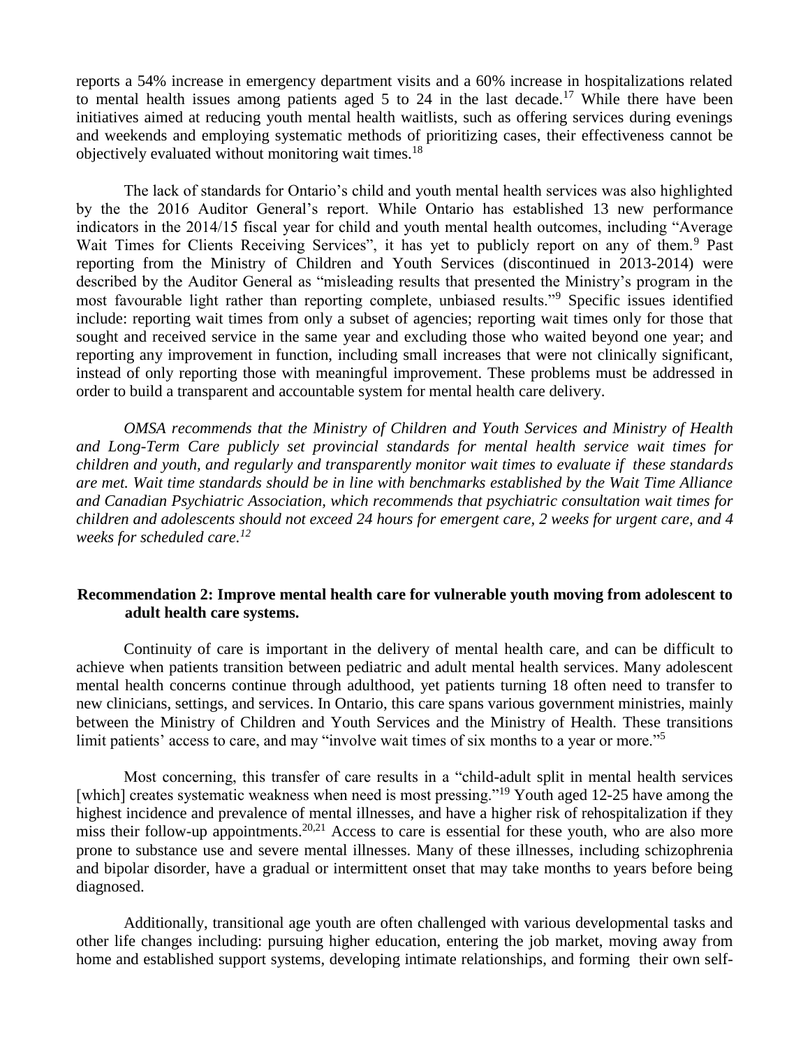reports a 54% increase in emergency department visits and a 60% increase in hospitalizations related to mental health issues among patients aged 5 to 24 in the last decade.[17] While there have been initiatives aimed at reducing youth mental health waitlists, such as offering services during evenings and weekends and employing systematic methods of prioritizing cases, their effectiveness cannot be objectively evaluated without monitoring wait times.[18]

The lack of standards for Ontario's child and youth mental health services was also highlighted by the the 2016 Auditor General's report. While Ontario has established 13 new performance indicators in the 2014/15 fiscal year for child and youth mental health outcomes, including "Average Wait Times for Clients Receiving Services", it has yet to publicly report on any of them.[9] Past reporting from the Ministry of Children and Youth Services (discontinued in 2013-2014) were described by the Auditor General as "misleading results that presented the Ministry's program in the most favourable light rather than reporting complete, unbiased results."[9] Specific issues identified include: reporting wait times from only a subset of agencies; reporting wait times only for those that sought and received service in the same year and excluding those who waited beyond one year; and reporting any improvement in function, including small increases that were not clinically significant, instead of only reporting those with meaningful improvement. These problems must be addressed in order to build a transparent and accountable system for mental health care delivery.

*OMSA recommends that the Ministry of Children and Youth Services and Ministry of Health and Long-Term Care publicly set provincial standards for mental health service wait times for children and youth, and regularly and transparently monitor wait times to evaluate if these standards are met. Wait time standards should be in line with benchmarks established by the Wait Time Alliance and Canadian Psychiatric Association, which recommends that psychiatric consultation wait times for children and adolescents should not exceed 24 hours for emergent care, 2 weeks for urgent care, and 4 weeks for scheduled care.*[12]

**Recommendation 2: Improve mental health care for vulnerable youth moving from adolescent to adult health care systems.**

Continuity of care is important in the delivery of mental health care, and can be difficult to achieve when patients transition between pediatric and adult mental health services. Many adolescent mental health concerns continue through adulthood, yet patients turning 18 often need to transfer to new clinicians, settings, and services. In Ontario, this care spans various government ministries, mainly between the Ministry of Children and Youth Services and the Ministry of Health. These transitions limit patients' access to care, and may "involve wait times of six months to a year or more."[5]

Most concerning, this transfer of care results in a "child-adult split in mental health services [which] creates systematic weakness when need is most pressing."[19] Youth aged 12-25 have among the highest incidence and prevalence of mental illnesses, and have a higher risk of rehospitalization if they miss their follow-up appointments.[20,21] Access to care is essential for these youth, who are also more prone to substance use and severe mental illnesses. Many of these illnesses, including schizophrenia and bipolar disorder, have a gradual or intermittent onset that may take months to years before being diagnosed.

Additionally, transitional age youth are often challenged with various developmental tasks and other life changes including: pursuing higher education, entering the job market, moving away from home and established support systems, developing intimate relationships, and forming their own self-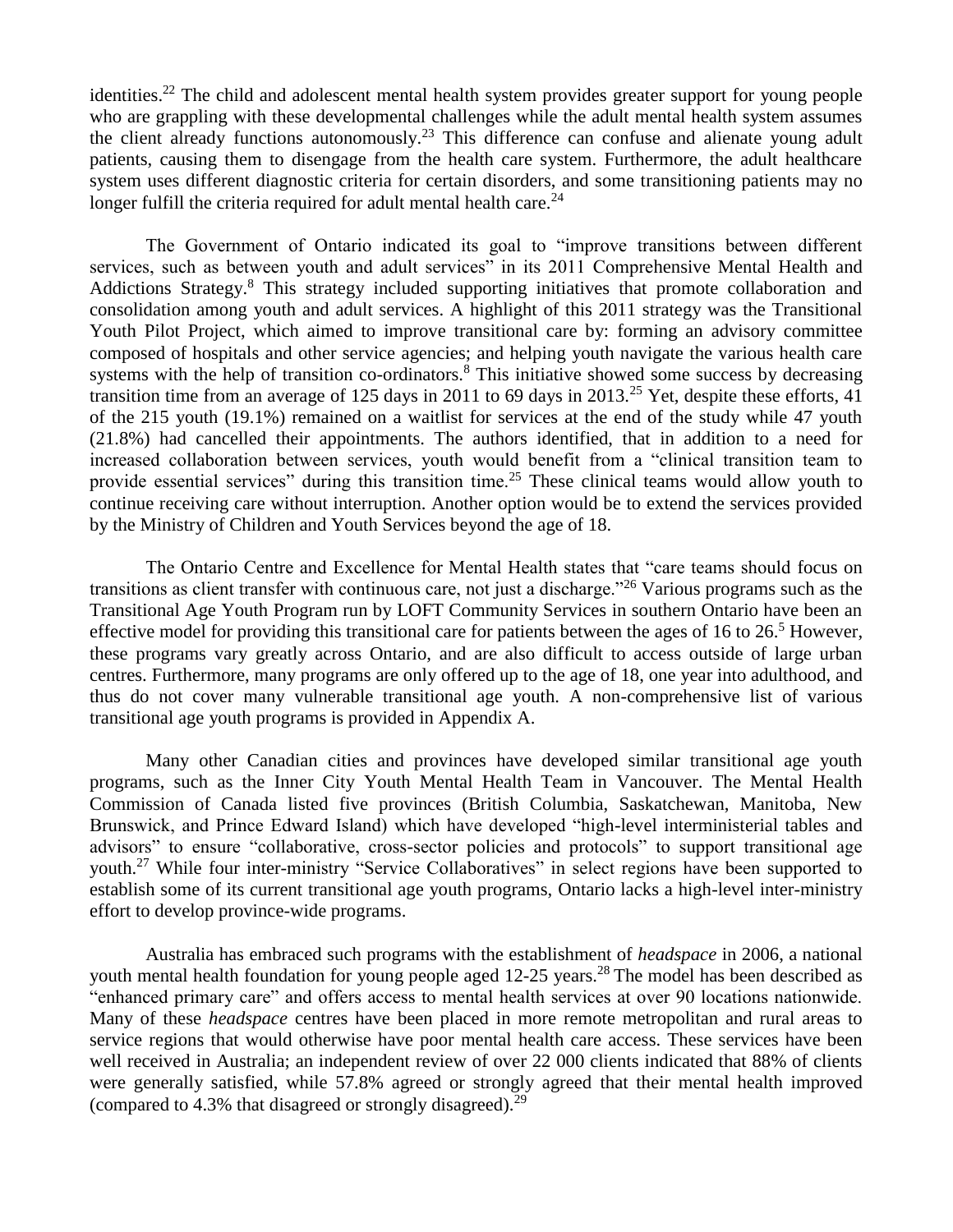identities.[22] The child and adolescent mental health system provides greater support for young people who are grappling with these developmental challenges while the adult mental health system assumes the client already functions autonomously.[23] This difference can confuse and alienate young adult patients, causing them to disengage from the health care system. Furthermore, the adult healthcare system uses different diagnostic criteria for certain disorders, and some transitioning patients may no longer fulfill the criteria required for adult mental health care.[24]

The Government of Ontario indicated its goal to "improve transitions between different services, such as between youth and adult services" in its 2011 Comprehensive Mental Health and Addictions Strategy.[8] This strategy included supporting initiatives that promote collaboration and consolidation among youth and adult services. A highlight of this 2011 strategy was the Transitional Youth Pilot Project, which aimed to improve transitional care by: forming an advisory committee composed of hospitals and other service agencies; and helping youth navigate the various health care systems with the help of transition co-ordinators.[8] This initiative showed some success by decreasing transition time from an average of 125 days in 2011 to 69 days in 2013.[25] Yet, despite these efforts, 41 of the 215 youth (19.1%) remained on a waitlist for services at the end of the study while 47 youth (21.8%) had cancelled their appointments. The authors identified, that in addition to a need for increased collaboration between services, youth would benefit from a "clinical transition team to provide essential services" during this transition time.[25] These clinical teams would allow youth to continue receiving care without interruption. Another option would be to extend the services provided by the Ministry of Children and Youth Services beyond the age of 18.

The Ontario Centre and Excellence for Mental Health states that "care teams should focus on transitions as client transfer with continuous care, not just a discharge."[26] Various programs such as the Transitional Age Youth Program run by LOFT Community Services in southern Ontario have been an effective model for providing this transitional care for patients between the ages of 16 to 26.[5] However, these programs vary greatly across Ontario, and are also difficult to access outside of large urban centres. Furthermore, many programs are only offered up to the age of 18, one year into adulthood, and thus do not cover many vulnerable transitional age youth. A non-comprehensive list of various transitional age youth programs is provided in Appendix A.

Many other Canadian cities and provinces have developed similar transitional age youth programs, such as the Inner City Youth Mental Health Team in Vancouver. The Mental Health Commission of Canada listed five provinces (British Columbia, Saskatchewan, Manitoba, New Brunswick, and Prince Edward Island) which have developed "high-level interministerial tables and advisors" to ensure "collaborative, cross-sector policies and protocols" to support transitional age youth.[27] While four inter-ministry "Service Collaboratives" in select regions have been supported to establish some of its current transitional age youth programs, Ontario lacks a high-level inter-ministry effort to develop province-wide programs.

Australia has embraced such programs with the establishment of *headspace* in 2006, a national youth mental health foundation for young people aged 12-25 years.[28] The model has been described as "enhanced primary care" and offers access to mental health services at over 90 locations nationwide. Many of these *headspace* centres have been placed in more remote metropolitan and rural areas to service regions that would otherwise have poor mental health care access. These services have been well received in Australia; an independent review of over 22 000 clients indicated that 88% of clients were generally satisfied, while 57.8% agreed or strongly agreed that their mental health improved (compared to 4.3% that disagreed or strongly disagreed).[29]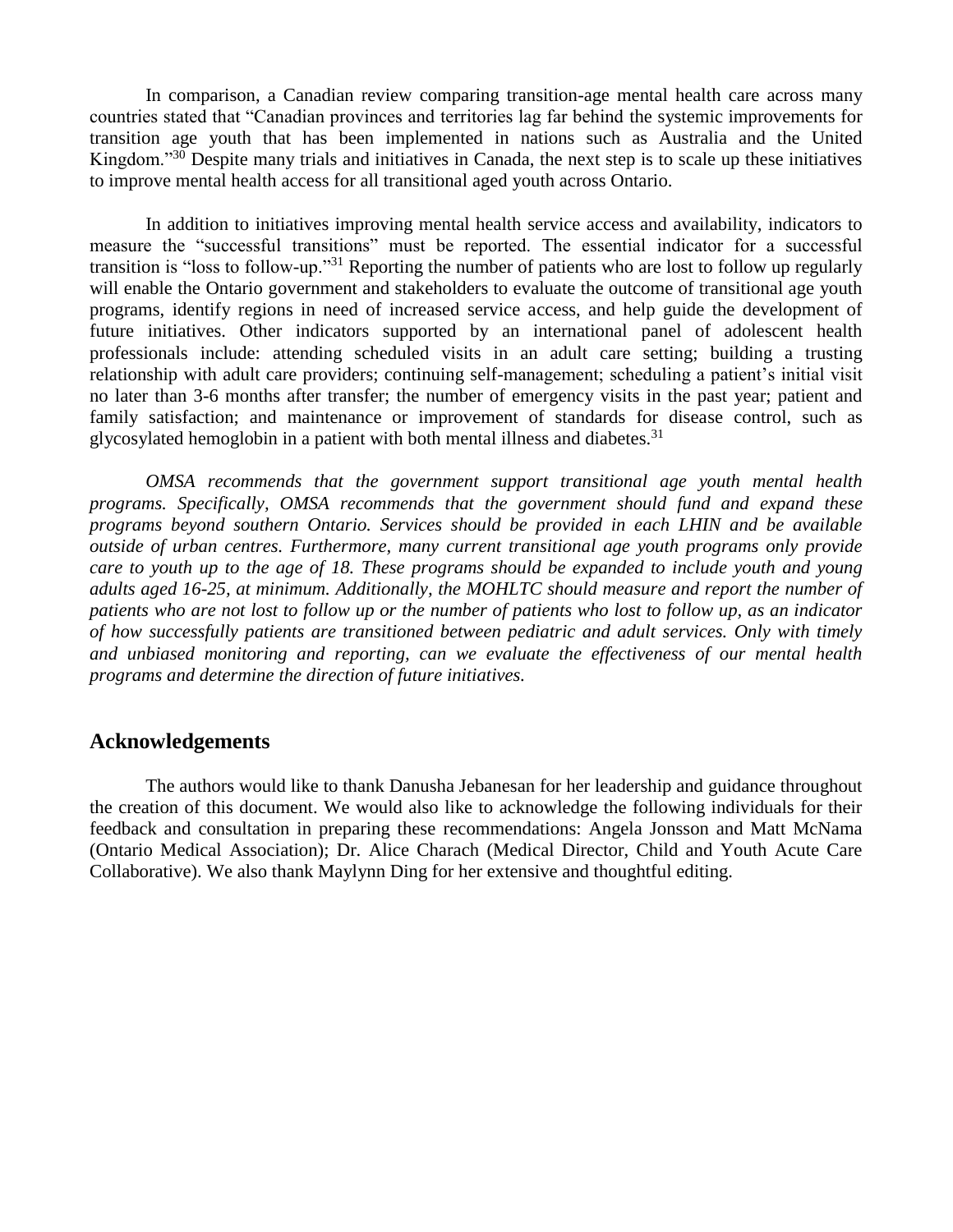In comparison, a Canadian review comparing transition-age mental health care across many countries stated that "Canadian provinces and territories lag far behind the systemic improvements for transition age youth that has been implemented in nations such as Australia and the United Kingdom."[30] Despite many trials and initiatives in Canada, the next step is to scale up these initiatives to improve mental health access for all transitional aged youth across Ontario.

In addition to initiatives improving mental health service access and availability, indicators to measure the "successful transitions" must be reported. The essential indicator for a successful transition is "loss to follow-up."[31] Reporting the number of patients who are lost to follow up regularly will enable the Ontario government and stakeholders to evaluate the outcome of transitional age youth programs, identify regions in need of increased service access, and help guide the development of future initiatives. Other indicators supported by an international panel of adolescent health professionals include: attending scheduled visits in an adult care setting; building a trusting relationship with adult care providers; continuing self-management; scheduling a patient's initial visit no later than 3-6 months after transfer; the number of emergency visits in the past year; patient and family satisfaction; and maintenance or improvement of standards for disease control, such as glycosylated hemoglobin in a patient with both mental illness and diabetes.[31]

*OMSA recommends that the government support transitional age youth mental health programs. Specifically, OMSA recommends that the government should fund and expand these programs beyond southern Ontario. Services should be provided in each LHIN and be available outside of urban centres. Furthermore, many current transitional age youth programs only provide care to youth up to the age of 18. These programs should be expanded to include youth and young adults aged 16-25, at minimum. Additionally, the MOHLTC should measure and report the number of patients who are not lost to follow up or the number of patients who lost to follow up, as an indicator of how successfully patients are transitioned between pediatric and adult services. Only with timely and unbiased monitoring and reporting, can we evaluate the effectiveness of our mental health programs and determine the direction of future initiatives.*

## Acknowledgements

The authors would like to thank Danusha Jebanesan for her leadership and guidance throughout the creation of this document. We would also like to acknowledge the following individuals for their feedback and consultation in preparing these recommendations: Angela Jonsson and Matt McNama (Ontario Medical Association); Dr. Alice Charach (Medical Director, Child and Youth Acute Care Collaborative). We also thank Maylynn Ding for her extensive and thoughtful editing.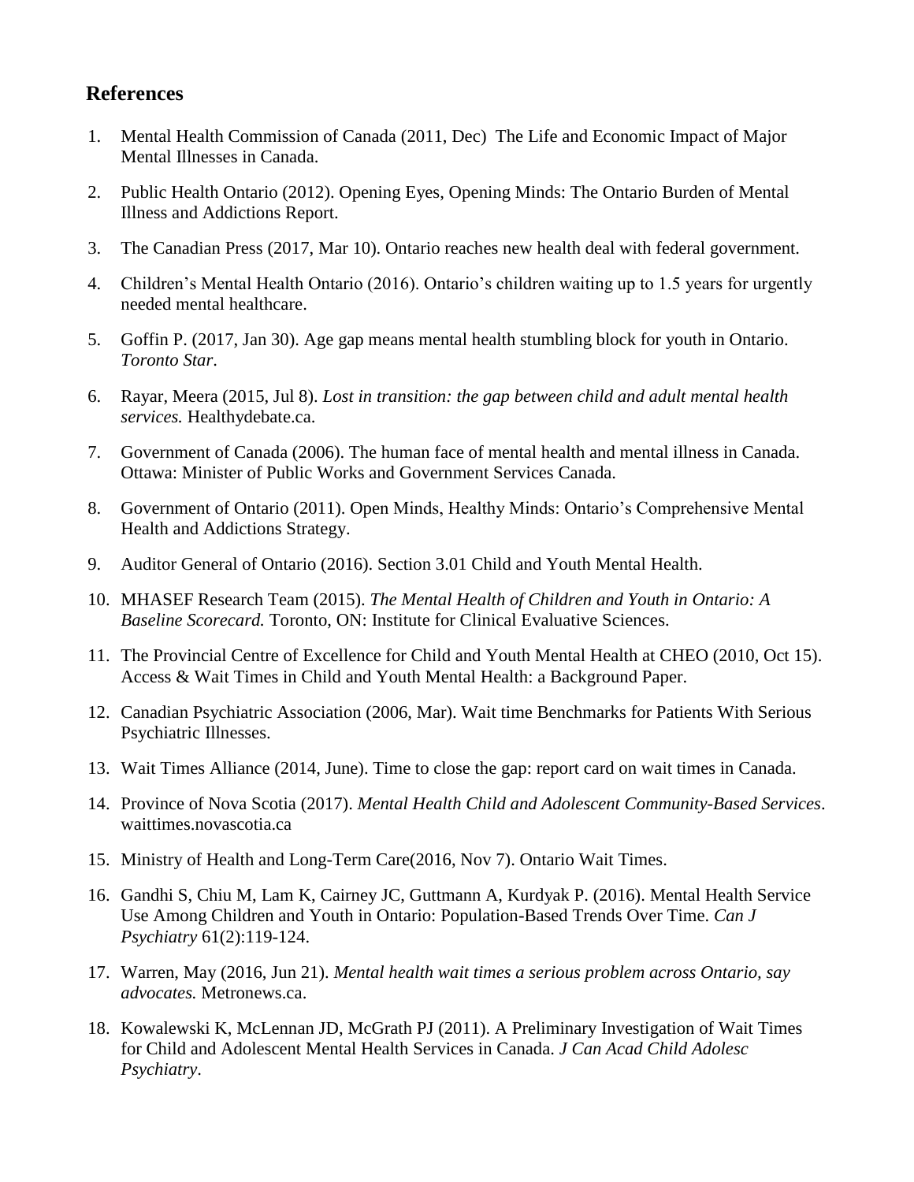## References

1. Mental Health Commission of Canada (2011, Dec) The Life and Economic Impact of Major Mental Illnesses in Canada.
2. Public Health Ontario (2012). Opening Eyes, Opening Minds: The Ontario Burden of Mental Illness and Addictions Report.
3. The Canadian Press (2017, Mar 10). Ontario reaches new health deal with federal government.
4. Children's Mental Health Ontario (2016). Ontario's children waiting up to 1.5 years for urgently needed mental healthcare.
5. Goffin P. (2017, Jan 30). Age gap means mental health stumbling block for youth in Ontario. *Toronto Star*.
6. Rayar, Meera (2015, Jul 8). *Lost in transition: the gap between child and adult mental health services.* Healthydebate.ca.
7. Government of Canada (2006). The human face of mental health and mental illness in Canada. Ottawa: Minister of Public Works and Government Services Canada.
8. Government of Ontario (2011). Open Minds, Healthy Minds: Ontario's Comprehensive Mental Health and Addictions Strategy.
9. Auditor General of Ontario (2016). Section 3.01 Child and Youth Mental Health.
10. MHASEF Research Team (2015). *The Mental Health of Children and Youth in Ontario: A Baseline Scorecard.* Toronto, ON: Institute for Clinical Evaluative Sciences.
11. The Provincial Centre of Excellence for Child and Youth Mental Health at CHEO (2010, Oct 15). Access & Wait Times in Child and Youth Mental Health: a Background Paper.
12. Canadian Psychiatric Association (2006, Mar). Wait time Benchmarks for Patients With Serious Psychiatric Illnesses.
13. Wait Times Alliance (2014, June). Time to close the gap: report card on wait times in Canada.
14. Province of Nova Scotia (2017). *Mental Health Child and Adolescent Community-Based Services*. waittimes.novascotia.ca
15. Ministry of Health and Long-Term Care(2016, Nov 7). Ontario Wait Times.
16. Gandhi S, Chiu M, Lam K, Cairney JC, Guttmann A, Kurdyak P. (2016). Mental Health Service Use Among Children and Youth in Ontario: Population-Based Trends Over Time. *Can J Psychiatry* 61(2):119-124.
17. Warren, May (2016, Jun 21). *Mental health wait times a serious problem across Ontario, say advocates.* Metronews.ca.
18. Kowalewski K, McLennan JD, McGrath PJ (2011). A Preliminary Investigation of Wait Times for Child and Adolescent Mental Health Services in Canada. *J Can Acad Child Adolesc Psychiatry*.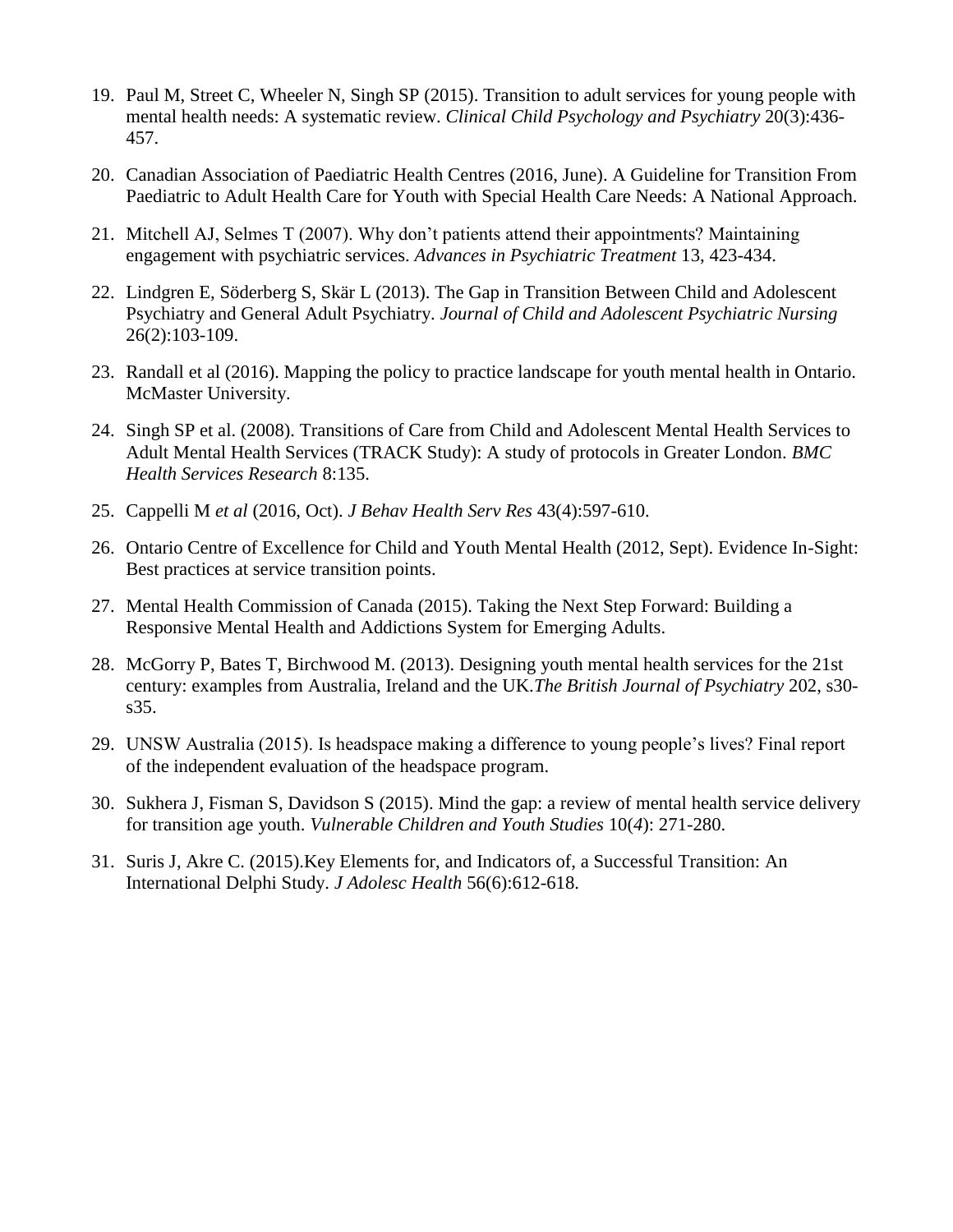19. Paul M, Street C, Wheeler N, Singh SP (2015). Transition to adult services for young people with mental health needs: A systematic review. *Clinical Child Psychology and Psychiatry* 20(3):436-457.

20. Canadian Association of Paediatric Health Centres (2016, June). A Guideline for Transition From Paediatric to Adult Health Care for Youth with Special Health Care Needs: A National Approach.

21. Mitchell AJ, Selmes T (2007). Why don't patients attend their appointments? Maintaining engagement with psychiatric services. *Advances in Psychiatric Treatment* 13, 423-434.

22. Lindgren E, Söderberg S, Skär L (2013). The Gap in Transition Between Child and Adolescent Psychiatry and General Adult Psychiatry. *Journal of Child and Adolescent Psychiatric Nursing* 26(2):103-109.

23. Randall et al (2016). Mapping the policy to practice landscape for youth mental health in Ontario. McMaster University.

24. Singh SP et al. (2008). Transitions of Care from Child and Adolescent Mental Health Services to Adult Mental Health Services (TRACK Study): A study of protocols in Greater London. *BMC Health Services Research* 8:135.

25. Cappelli M *et al* (2016, Oct). *J Behav Health Serv Res* 43(4):597-610.

26. Ontario Centre of Excellence for Child and Youth Mental Health (2012, Sept). Evidence In-Sight: Best practices at service transition points.

27. Mental Health Commission of Canada (2015). Taking the Next Step Forward: Building a Responsive Mental Health and Addictions System for Emerging Adults.

28. McGorry P, Bates T, Birchwood M. (2013). Designing youth mental health services for the 21st century: examples from Australia, Ireland and the UK.*The British Journal of Psychiatry* 202, s30-s35.

29. UNSW Australia (2015). Is headspace making a difference to young people's lives? Final report of the independent evaluation of the headspace program.

30. Sukhera J, Fisman S, Davidson S (2015). Mind the gap: a review of mental health service delivery for transition age youth. *Vulnerable Children and Youth Studies* 10(*4*): 271-280.

31. Suris J, Akre C. (2015).Key Elements for, and Indicators of, a Successful Transition: An International Delphi Study. *J Adolesc Health* 56(6):612-618.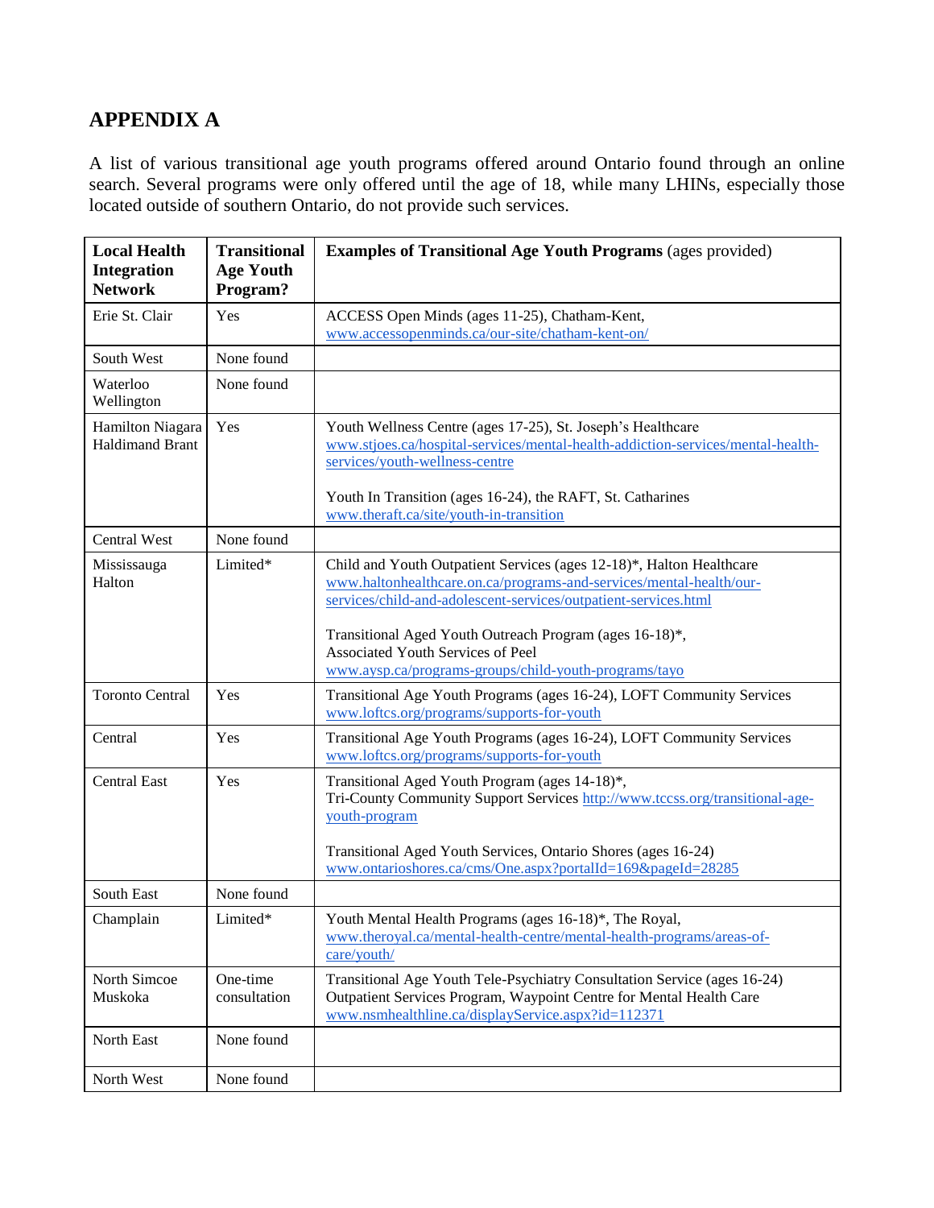## APPENDIX A

A list of various transitional age youth programs offered around Ontario found through an online search. Several programs were only offered until the age of 18, while many LHINs, especially those located outside of southern Ontario, do not provide such services.

| **Local Health Integration Network** | **Transitional Age Youth Program?** | **Examples of Transitional Age Youth Programs** (ages provided) |
|---|---|---|
| Erie St. Clair | Yes | ACCESS Open Minds (ages 11-25), Chatham-Kent, www.accessopenminds.ca/our-site/chatham-kent-on/ |
| South West | None found | |
| Waterloo Wellington | None found | |
| Hamilton Niagara Haldimand Brant | Yes | Youth Wellness Centre (ages 17-25), St. Joseph's Healthcare www.stjoes.ca/hospital-services/mental-health-addiction-services/mental-health-services/youth-wellness-centre<br><br>Youth In Transition (ages 16-24), the RAFT, St. Catharines www.theraft.ca/site/youth-in-transition |
| Central West | None found | |
| Mississauga Halton | Limited* | Child and Youth Outpatient Services (ages 12-18)*, Halton Healthcare www.haltonhealthcare.on.ca/programs-and-services/mental-health/our-services/child-and-adolescent-services/outpatient-services.html<br><br>Transitional Aged Youth Outreach Program (ages 16-18)*, Associated Youth Services of Peel www.aysp.ca/programs-groups/child-youth-programs/tayo |
| Toronto Central | Yes | Transitional Age Youth Programs (ages 16-24), LOFT Community Services www.loftcs.org/programs/supports-for-youth |
| Central | Yes | Transitional Age Youth Programs (ages 16-24), LOFT Community Services www.loftcs.org/programs/supports-for-youth |
| Central East | Yes | Transitional Aged Youth Program (ages 14-18)*, Tri-County Community Support Services http://www.tccss.org/transitional-age-youth-program<br><br>Transitional Aged Youth Services, Ontario Shores (ages 16-24) www.ontarioshores.ca/cms/One.aspx?portalId=169&pageId=28285 |
| South East | None found | |
| Champlain | Limited* | Youth Mental Health Programs (ages 16-18)*, The Royal, www.theroyal.ca/mental-health-centre/mental-health-programs/areas-of-care/youth/ |
| North Simcoe Muskoka | One-time consultation | Transitional Age Youth Tele-Psychiatry Consultation Service (ages 16-24) Outpatient Services Program, Waypoint Centre for Mental Health Care www.nsmhealthline.ca/displayService.aspx?id=112371 |
| North East | None found | |
| North West | None found | |